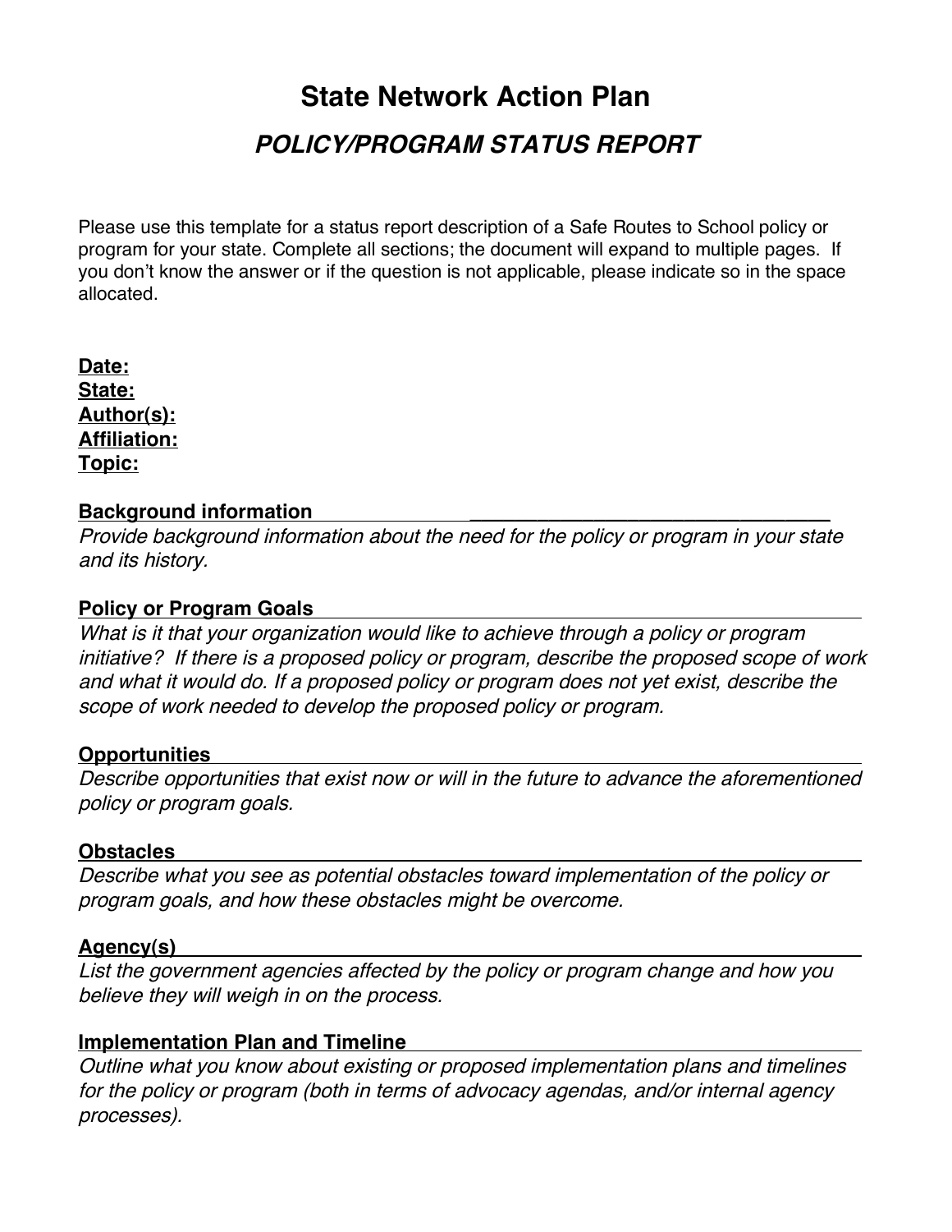# State Network Action Plan

## *POLICY/PROGRAM STATUS REPORT*

Please use this template for a status report description of a Safe Routes to School policy or program for your state. Complete all sections; the document will expand to multiple pages. If you don't know the answer or if the question is not applicable, please indicate so in the space allocated.

**Date:**
**State:**
**Author(s):**
**Affiliation:**
**Topic:**

### Background information

*Provide background information about the need for the policy or program in your state and its history.*

### Policy or Program Goals

*What is it that your organization would like to achieve through a policy or program initiative? If there is a proposed policy or program, describe the proposed scope of work and what it would do. If a proposed policy or program does not yet exist, describe the scope of work needed to develop the proposed policy or program.*

### Opportunities

*Describe opportunities that exist now or will in the future to advance the aforementioned policy or program goals.*

### Obstacles

*Describe what you see as potential obstacles toward implementation of the policy or program goals, and how these obstacles might be overcome.*

### Agency(s)

*List the government agencies affected by the policy or program change and how you believe they will weigh in on the process.*

### Implementation Plan and Timeline

*Outline what you know about existing or proposed implementation plans and timelines for the policy or program (both in terms of advocacy agendas, and/or internal agency processes).*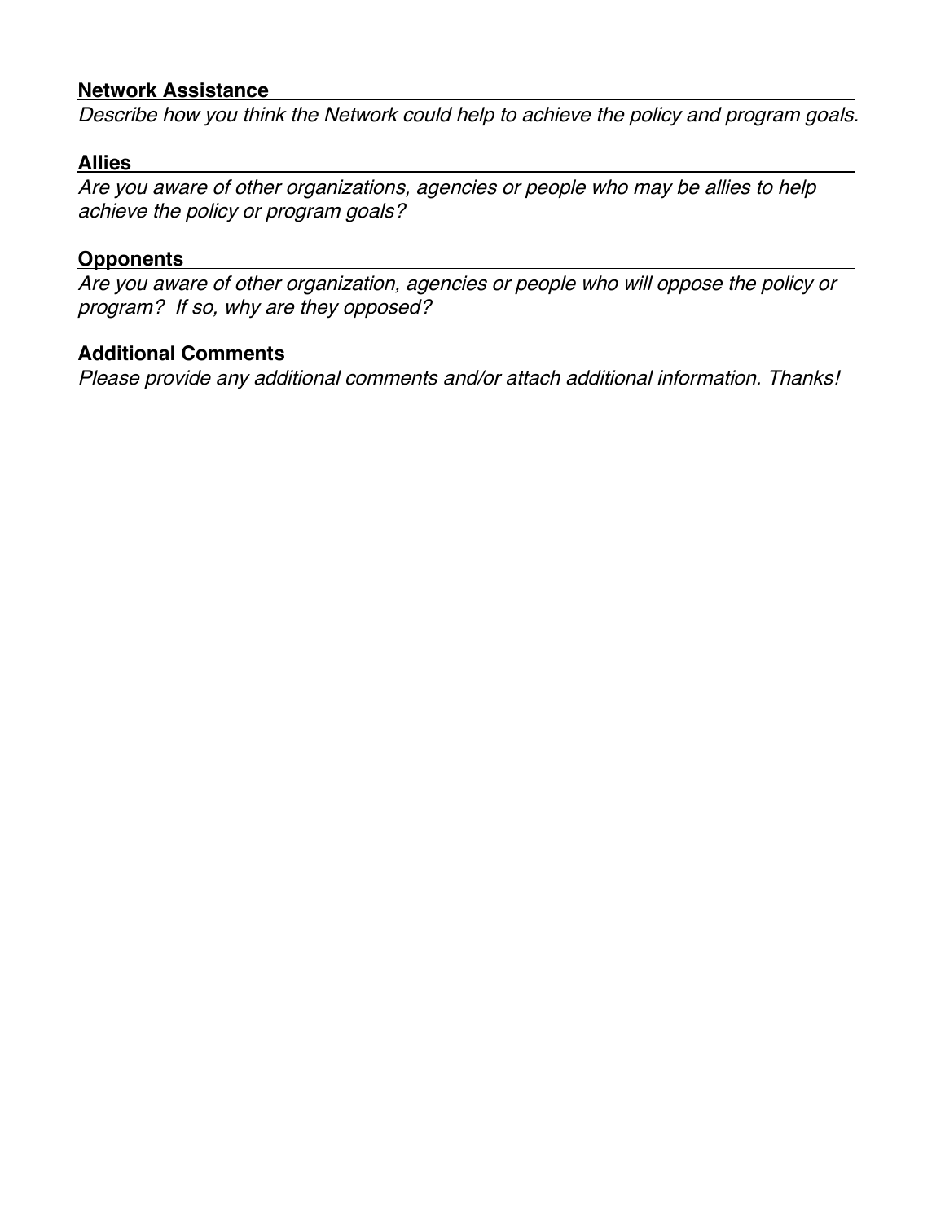**Network Assistance**

*Describe how you think the Network could help to achieve the policy and program goals.*

**Allies**

*Are you aware of other organizations, agencies or people who may be allies to help achieve the policy or program goals?*

**Opponents**

*Are you aware of other organization, agencies or people who will oppose the policy or program? If so, why are they opposed?*

**Additional Comments**

*Please provide any additional comments and/or attach additional information. Thanks!*